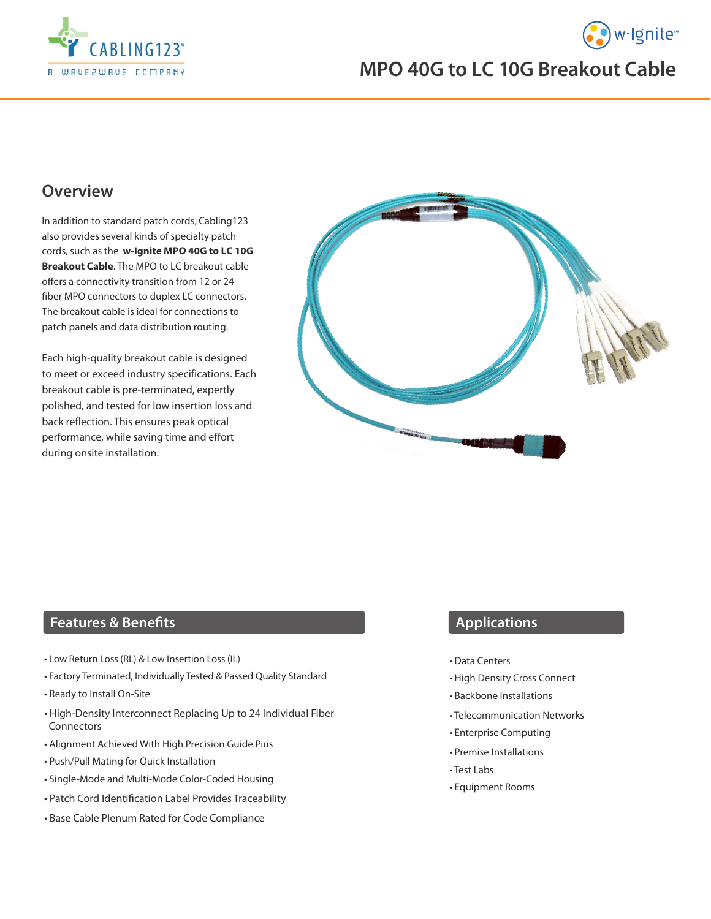# MPO 40G to LC 10G Breakout Cable

## Overview

In addition to standard patch cords, Cabling123 also provides several kinds of specialty patch cords, such as the **w-Ignite MPO 40G to LC 10G Breakout Cable**. The MPO to LC breakout cable offers a connectivity transition from 12 or 24-fiber MPO connectors to duplex LC connectors. The breakout cable is ideal for connections to patch panels and data distribution routing.

Each high-quality breakout cable is designed to meet or exceed industry specifications. Each breakout cable is pre-terminated, expertly polished, and tested for low insertion loss and back reflection. This ensures peak optical performance, while saving time and effort during onsite installation.

## Features & Benefits

- Low Return Loss (RL) & Low Insertion Loss (IL)
- Factory Terminated, Individually Tested & Passed Quality Standard
- Ready to Install On-Site
- High-Density Interconnect Replacing Up to 24 Individual Fiber Connectors
- Alignment Achieved With High Precision Guide Pins
- Push/Pull Mating for Quick Installation
- Single-Mode and Multi-Mode Color-Coded Housing
- Patch Cord Identification Label Provides Traceability
- Base Cable Plenum Rated for Code Compliance

## Applications

- Data Centers
- High Density Cross Connect
- Backbone Installations
- Telecommunication Networks
- Enterprise Computing
- Premise Installations
- Test Labs
- Equipment Rooms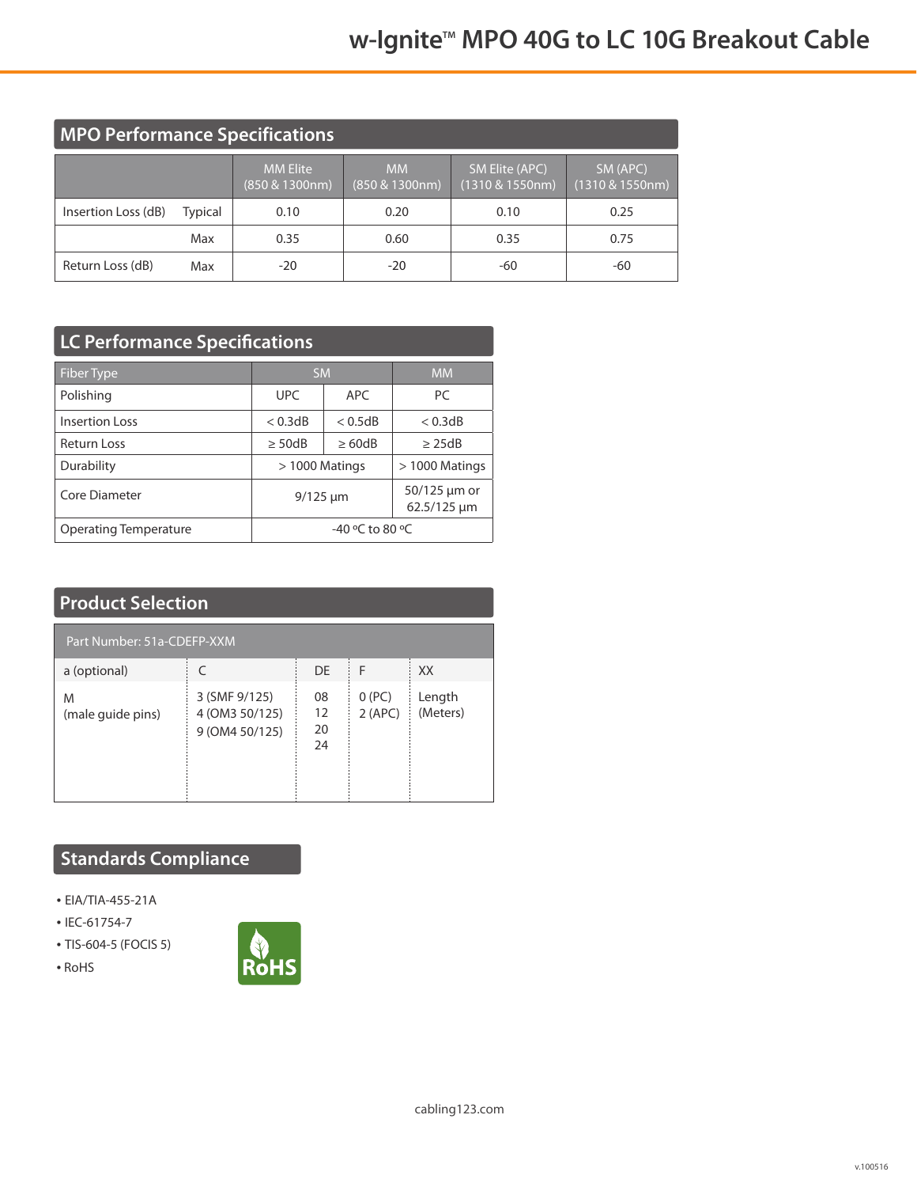# w-Ignite™ MPO 40G to LC 10G Breakout Cable

## MPO Performance Specifications

| | | MM Elite (850 & 1300nm) | MM (850 & 1300nm) | SM Elite (APC) (1310 & 1550nm) | SM (APC) (1310 & 1550nm) |
|---|---|---|---|---|---|
| Insertion Loss (dB) | Typical | 0.10 | 0.20 | 0.10 | 0.25 |
| | Max | 0.35 | 0.60 | 0.35 | 0.75 |
| Return Loss (dB) | Max | -20 | -20 | -60 | -60 |

## LC Performance Specifications

| Fiber Type | SM | | MM |
|---|---|---|---|
| Polishing | UPC | APC | PC |
| Insertion Loss | < 0.3dB | < 0.5dB | < 0.3dB |
| Return Loss | ≥ 50dB | ≥ 60dB | ≥ 25dB |
| Durability | > 1000 Matings | | > 1000 Matings |
| Core Diameter | 9/125 µm | | 50/125 µm or 62.5/125 µm |
| Operating Temperature | -40 ºC to 80 ºC | | |

## Product Selection

Part Number: 51a-CDEFP-XXM

| a (optional) | C | DE | F | XX |
|---|---|---|---|---|
| M (male guide pins) | 3 (SMF 9/125)<br>4 (OM3 50/125)<br>9 (OM4 50/125) | 08<br>12<br>20<br>24 | 0 (PC)<br>2 (APC) | Length (Meters) |

## Standards Compliance

- EIA/TIA-455-21A
- IEC-61754-7
- TIS-604-5 (FOCIS 5)
- RoHS

RoHS

cabling123.com

v.100516